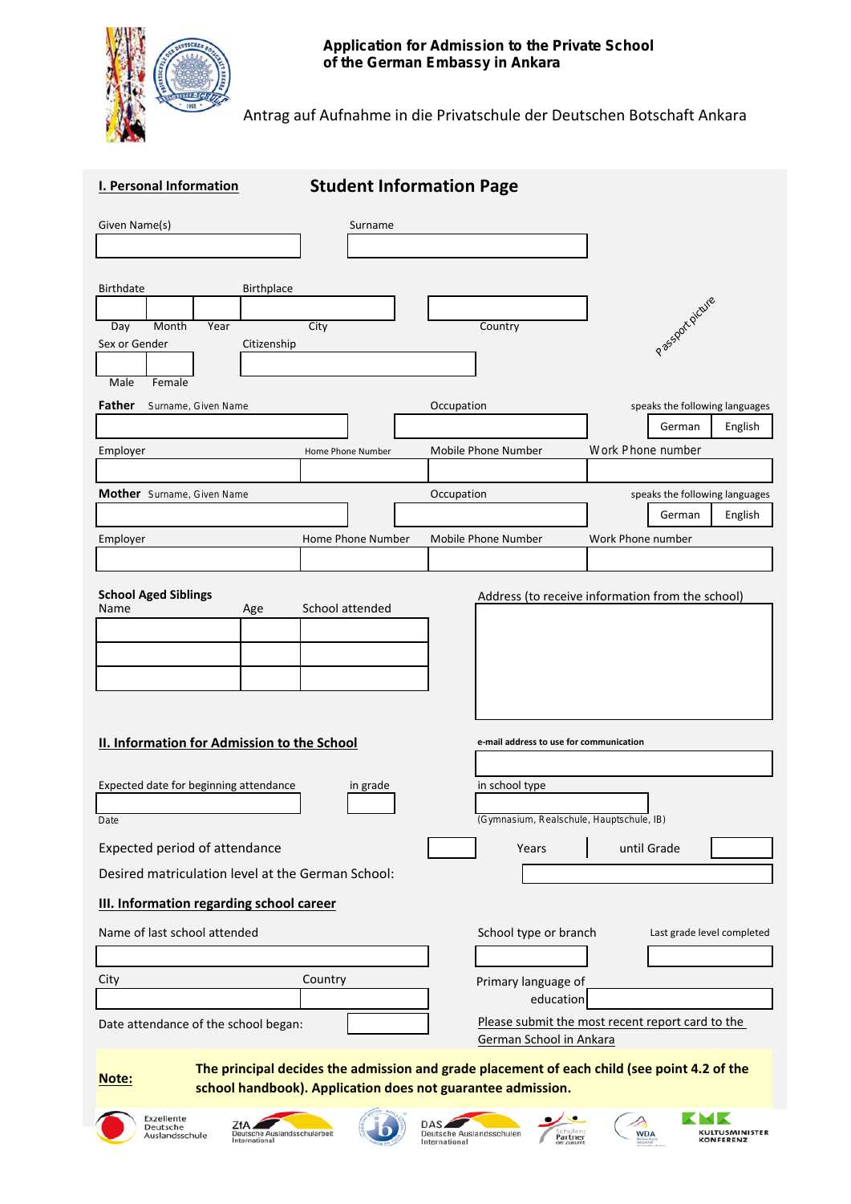# Application for Admission to the Private School of the German Embassy in Ankara

Antrag auf Aufnahme in die Privatschule der Deutschen Botschaft Ankara

## I. Personal Information

## Student Information Page

Given Name(s)

Surname

Birthdate

Day | Month | Year

Birthplace

City

Country

Passport picture

Sex or Gender

Male | Female

Citizenship

**Father** Surname, Given Name

Occupation

speaks the following languages

German | English

Employer

Home Phone Number

Mobile Phone Number

Work Phone number

**Mother** Surname, Given Name

Occupation

speaks the following languages

German | English

Employer

Home Phone Number

Mobile Phone Number

Work Phone number

**School Aged Siblings**

| Name | Age | School attended |
|---|---|---|
| | | |
| | | |
| | | |

Address (to receive information from the school)

## II. Information for Admission to the School

**e-mail address to use for communication**

Expected date for beginning attendance

Date

in grade

in school type

(Gymnasium, Realschule, Hauptschule, IB)

Expected period of attendance ____ Years until Grade ____

Desired matriculation level at the German School:

## III. Information regarding school career

Name of last school attended

School type or branch

Last grade level completed

City

Country

Primary language of education

Date attendance of the school began:

Please submit the most recent report card to the German School in Ankara

**Note:** **The principal decides the admission and grade placement of each child (see point 4.2 of the school handbook). Application does not guarantee admission.**

Exzellente Deutsche Auslandsschule | ZfA Deutsche Auslandsschularbeit International | DAS Deutsche Auslandsschulen International | Schulen: Partner der Zukunft | WDA | KMK Kultusminister Konferenz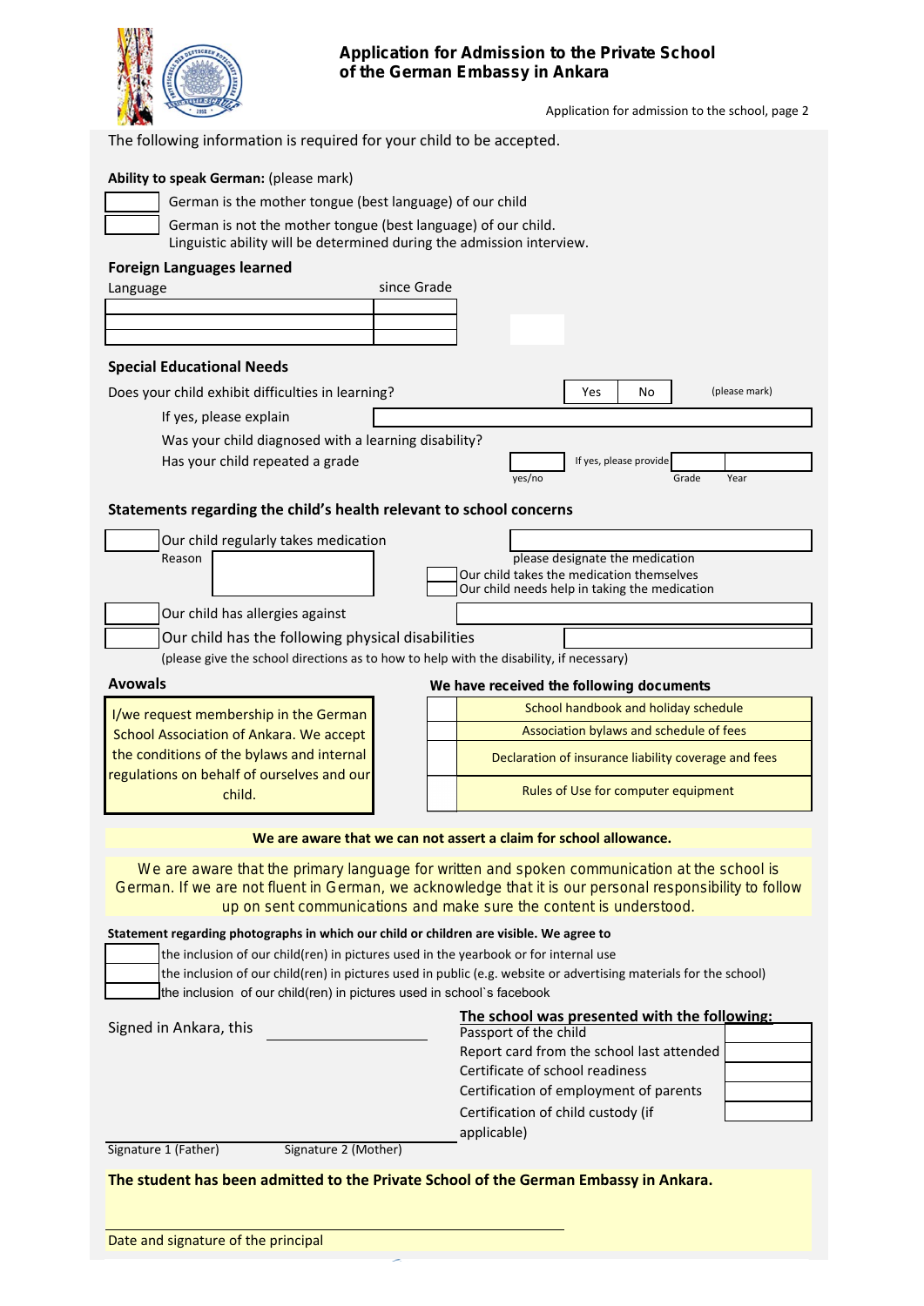# Application for Admission to the Private School of the German Embassy in Ankara

Application for admission to the school, page 2

The following information is required for your child to be accepted.

**Ability to speak German:** (please mark)

☐ German is the mother tongue (best language) of our child

☐ German is not the mother tongue (best language) of our child.
Linguistic ability will be determined during the admission interview.

## Foreign Languages learned

| Language | since Grade |
|---|---|
| | |
| | |
| | |

## Special Educational Needs

Does your child exhibit difficulties in learning? Yes / No (please mark)

If yes, please explain

Was your child diagnosed with a learning disability?

Has your child repeated a grade ______ (yes/no) If yes, please provide ______ Grade ______ Year

## Statements regarding the child's health relevant to school concerns

☐ Our child regularly takes medication ______ please designate the medication

Reason

☐ Our child takes the medication themselves

☐ Our child needs help in taking the medication

☐ Our child has allergies against

☐ Our child has the following physical disabilities

(please give the school directions as to how to help with the disability, if necessary)

## Avowals

I/we request membership in the German School Association of Ankara. We accept the conditions of the bylaws and internal regulations on behalf of ourselves and our child.

## We have received the following documents

| | |
|---|---|
| ☐ | School handbook and holiday schedule |
| ☐ | Association bylaws and schedule of fees |
| ☐ | Declaration of insurance liability coverage and fees |
| ☐ | Rules of Use for computer equipment |

**We are aware that we can not assert a claim for school allowance.**

We are aware that the primary language for written and spoken communication at the school is German. If we are not fluent in German, we acknowledge that it is our personal responsibility to follow up on sent communications and make sure the content is understood.

**Statement regarding photographs in which our child or children are visible. We agree to**

☐ the inclusion of our child(ren) in pictures used in the yearbook or for internal use

☐ the inclusion of our child(ren) in pictures used in public (e.g. website or advertising materials for the school)

☐ the inclusion of our child(ren) in pictures used in school`s facebook

Signed in Ankara, this ______

## The school was presented with the following:

| | |
|---|---|
| Passport of the child | |
| Report card from the school last attended | |
| Certificate of school readiness | |
| Certification of employment of parents | |
| Certification of child custody (if applicable) | |

Signature 1 (Father) Signature 2 (Mother)

**The student has been admitted to the Private School of the German Embassy in Ankara.**

Date and signature of the principal